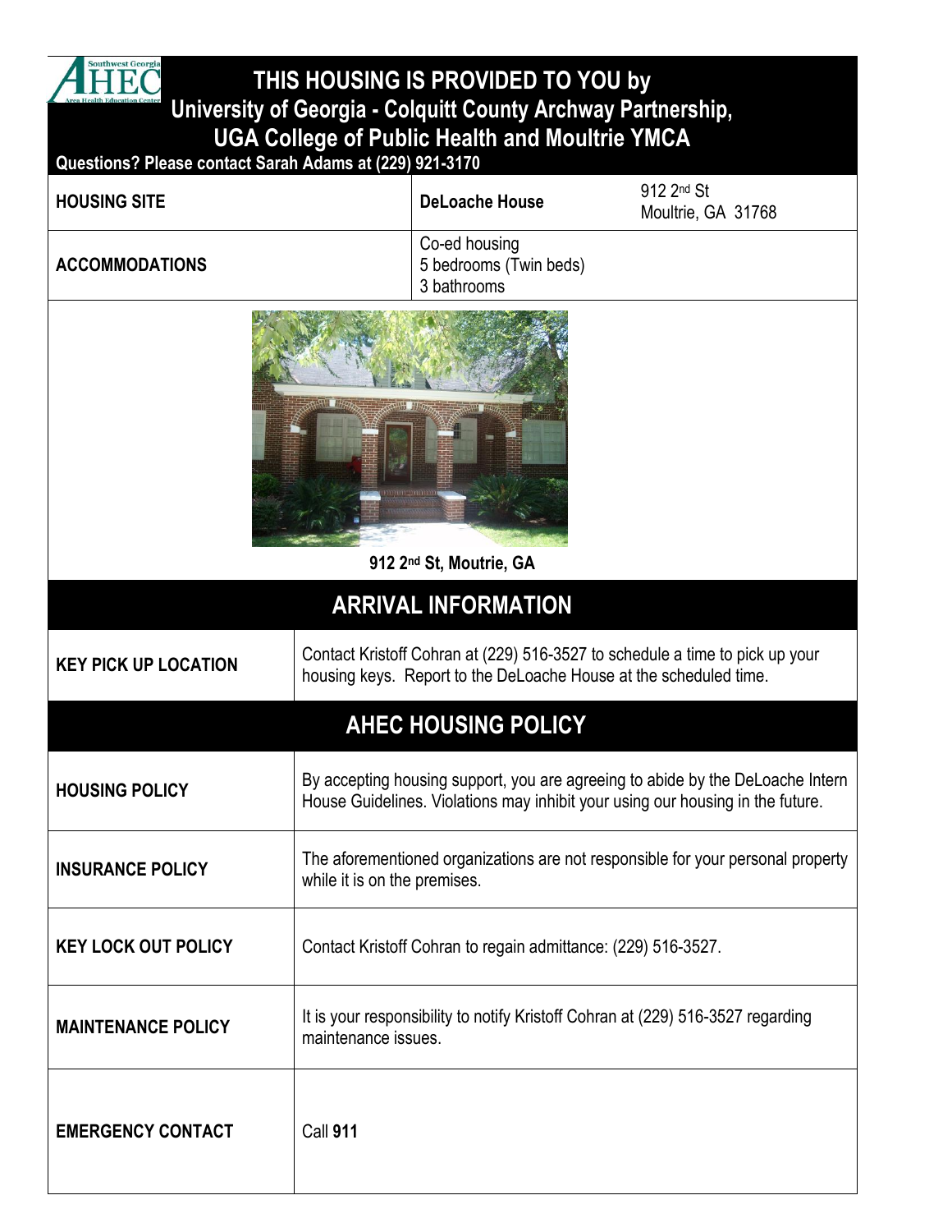# THIS HOUSING IS PROVIDED TO YOU by University of Georgia - Colquitt County Archway Partnership, UGA College of Public Health and Moultrie YMCA

**Questions? Please contact Sarah Adams at (229) 921-3170**

| **HOUSING SITE** | **DeLoache House** | 912 2nd St<br>Moultrie, GA 31768 |
|---|---|---|
| **ACCOMMODATIONS** | Co-ed housing<br>5 bedrooms (Twin beds)<br>3 bathrooms | |

**912 2nd St, Moutrie, GA**

## ARRIVAL INFORMATION

| **KEY PICK UP LOCATION** | Contact Kristoff Cohran at (229) 516-3527 to schedule a time to pick up your housing keys. Report to the DeLoache House at the scheduled time. |
|---|---|

## AHEC HOUSING POLICY

| **HOUSING POLICY** | By accepting housing support, you are agreeing to abide by the DeLoache Intern House Guidelines. Violations may inhibit your using our housing in the future. |
|---|---|
| **INSURANCE POLICY** | The aforementioned organizations are not responsible for your personal property while it is on the premises. |
| **KEY LOCK OUT POLICY** | Contact Kristoff Cohran to regain admittance: (229) 516-3527. |
| **MAINTENANCE POLICY** | It is your responsibility to notify Kristoff Cohran at (229) 516-3527 regarding maintenance issues. |
| **EMERGENCY CONTACT** | Call **911** |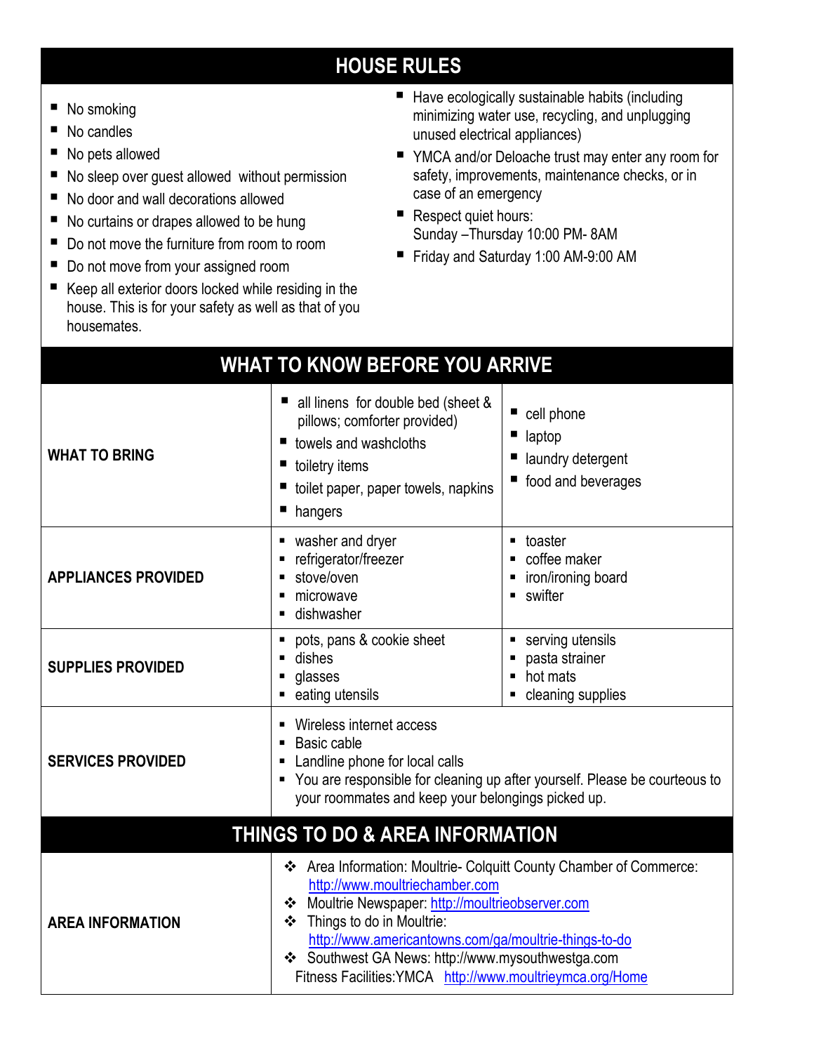## HOUSE RULES

- No smoking
- No candles
- No pets allowed
- No sleep over guest allowed without permission
- No door and wall decorations allowed
- No curtains or drapes allowed to be hung
- Do not move the furniture from room to room
- Do not move from your assigned room
- Keep all exterior doors locked while residing in the house. This is for your safety as well as that of you housemates.
- Have ecologically sustainable habits (including minimizing water use, recycling, and unplugging unused electrical appliances)
- YMCA and/or Deloache trust may enter any room for safety, improvements, maintenance checks, or in case of an emergency
- Respect quiet hours:
  Sunday –Thursday 10:00 PM- 8AM
- Friday and Saturday 1:00 AM-9:00 AM

## WHAT TO KNOW BEFORE YOU ARRIVE

| | | |
|---|---|---|
| **WHAT TO BRING** | all linens for double bed (sheet & pillows; comforter provided)<br>towels and washcloths<br>toiletry items<br>toilet paper, paper towels, napkins<br>hangers | cell phone<br>laptop<br>laundry detergent<br>food and beverages |
| **APPLIANCES PROVIDED** | washer and dryer<br>refrigerator/freezer<br>stove/oven<br>microwave<br>dishwasher | toaster<br>coffee maker<br>iron/ironing board<br>swifter |
| **SUPPLIES PROVIDED** | pots, pans & cookie sheet<br>dishes<br>glasses<br>eating utensils | serving utensils<br>pasta strainer<br>hot mats<br>cleaning supplies |
| **SERVICES PROVIDED** | Wireless internet access<br>Basic cable<br>Landline phone for local calls<br>You are responsible for cleaning up after yourself. Please be courteous to your roommates and keep your belongings picked up. | |

## THINGS TO DO & AREA INFORMATION

| | |
|---|---|
| **AREA INFORMATION** | Area Information: Moultrie- Colquitt County Chamber of Commerce: http://www.moultriechamber.com<br>Moultrie Newspaper: http://moultrieobserver.com<br>Things to do in Moultrie: http://www.americantowns.com/ga/moultrie-things-to-do<br>Southwest GA News: http://www.mysouthwestga.com<br>Fitness Facilities:YMCA http://www.moultrieymca.org/Home |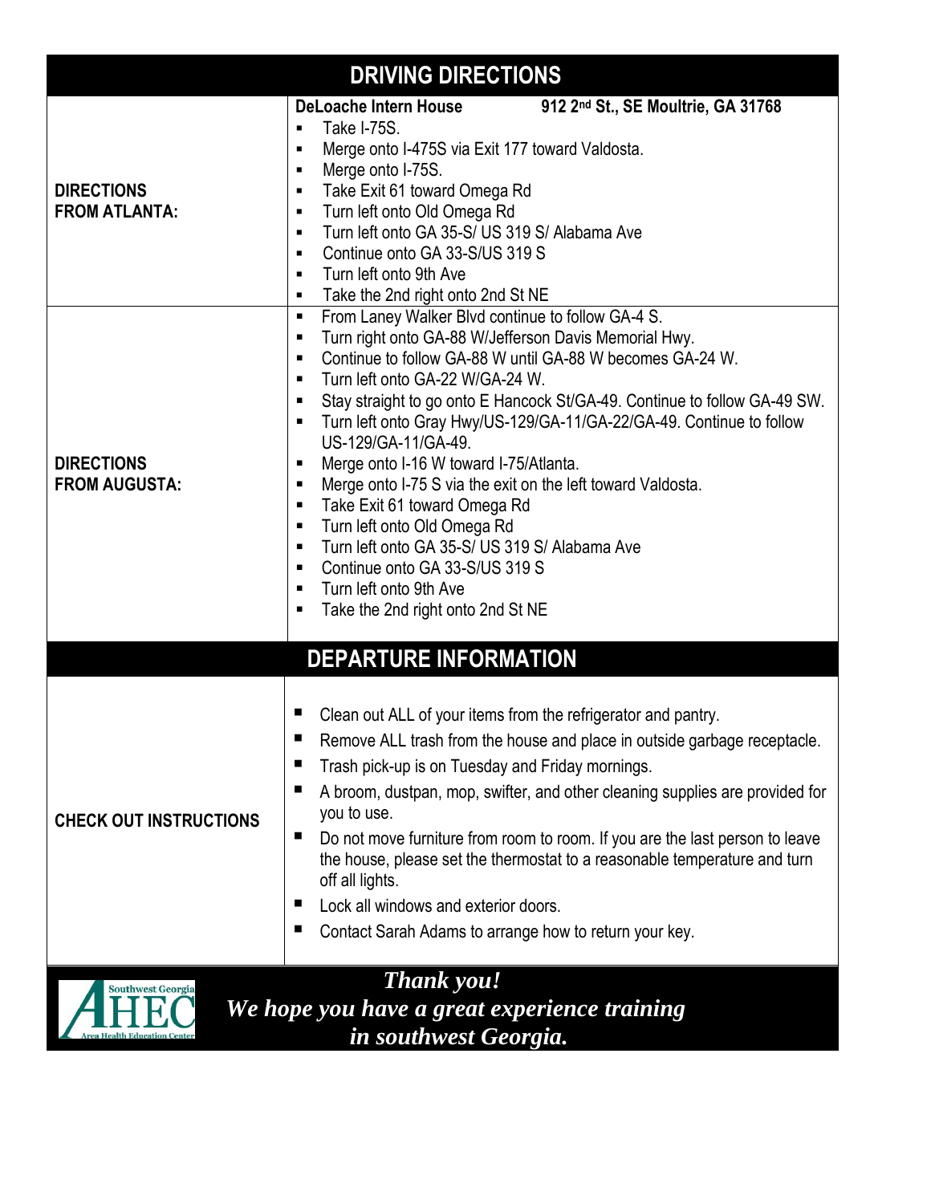## DRIVING DIRECTIONS

| | |
|---|---|
| **DIRECTIONS FROM ATLANTA:** | **DeLoache Intern House** **912 2nd St., SE Moultrie, GA 31768**<br>▪ Take I-75S.<br>▪ Merge onto I-475S via Exit 177 toward Valdosta.<br>▪ Merge onto I-75S.<br>▪ Take Exit 61 toward Omega Rd<br>▪ Turn left onto Old Omega Rd<br>▪ Turn left onto GA 35-S/ US 319 S/ Alabama Ave<br>▪ Continue onto GA 33-S/US 319 S<br>▪ Turn left onto 9th Ave<br>▪ Take the 2nd right onto 2nd St NE |
| **DIRECTIONS FROM AUGUSTA:** | ▪ From Laney Walker Blvd continue to follow GA-4 S.<br>▪ Turn right onto GA-88 W/Jefferson Davis Memorial Hwy.<br>▪ Continue to follow GA-88 W until GA-88 W becomes GA-24 W.<br>▪ Turn left onto GA-22 W/GA-24 W.<br>▪ Stay straight to go onto E Hancock St/GA-49. Continue to follow GA-49 SW.<br>▪ Turn left onto Gray Hwy/US-129/GA-11/GA-22/GA-49. Continue to follow US-129/GA-11/GA-49.<br>▪ Merge onto I-16 W toward I-75/Atlanta.<br>▪ Merge onto I-75 S via the exit on the left toward Valdosta.<br>▪ Take Exit 61 toward Omega Rd<br>▪ Turn left onto Old Omega Rd<br>▪ Turn left onto GA 35-S/ US 319 S/ Alabama Ave<br>▪ Continue onto GA 33-S/US 319 S<br>▪ Turn left onto 9th Ave<br>▪ Take the 2nd right onto 2nd St NE |

## DEPARTURE INFORMATION

| | |
|---|---|
| **CHECK OUT INSTRUCTIONS** | ▪ Clean out ALL of your items from the refrigerator and pantry.<br>▪ Remove ALL trash from the house and place in outside garbage receptacle.<br>▪ Trash pick-up is on Tuesday and Friday mornings.<br>▪ A broom, dustpan, mop, swifter, and other cleaning supplies are provided for you to use.<br>▪ Do not move furniture from room to room. If you are the last person to leave the house, please set the thermostat to a reasonable temperature and turn off all lights.<br>▪ Lock all windows and exterior doors.<br>▪ Contact Sarah Adams to arrange how to return your key. |

Southwest Georgia AHEC Area Health Education Center

***Thank you!***
***We hope you have a great experience training in southwest Georgia.***